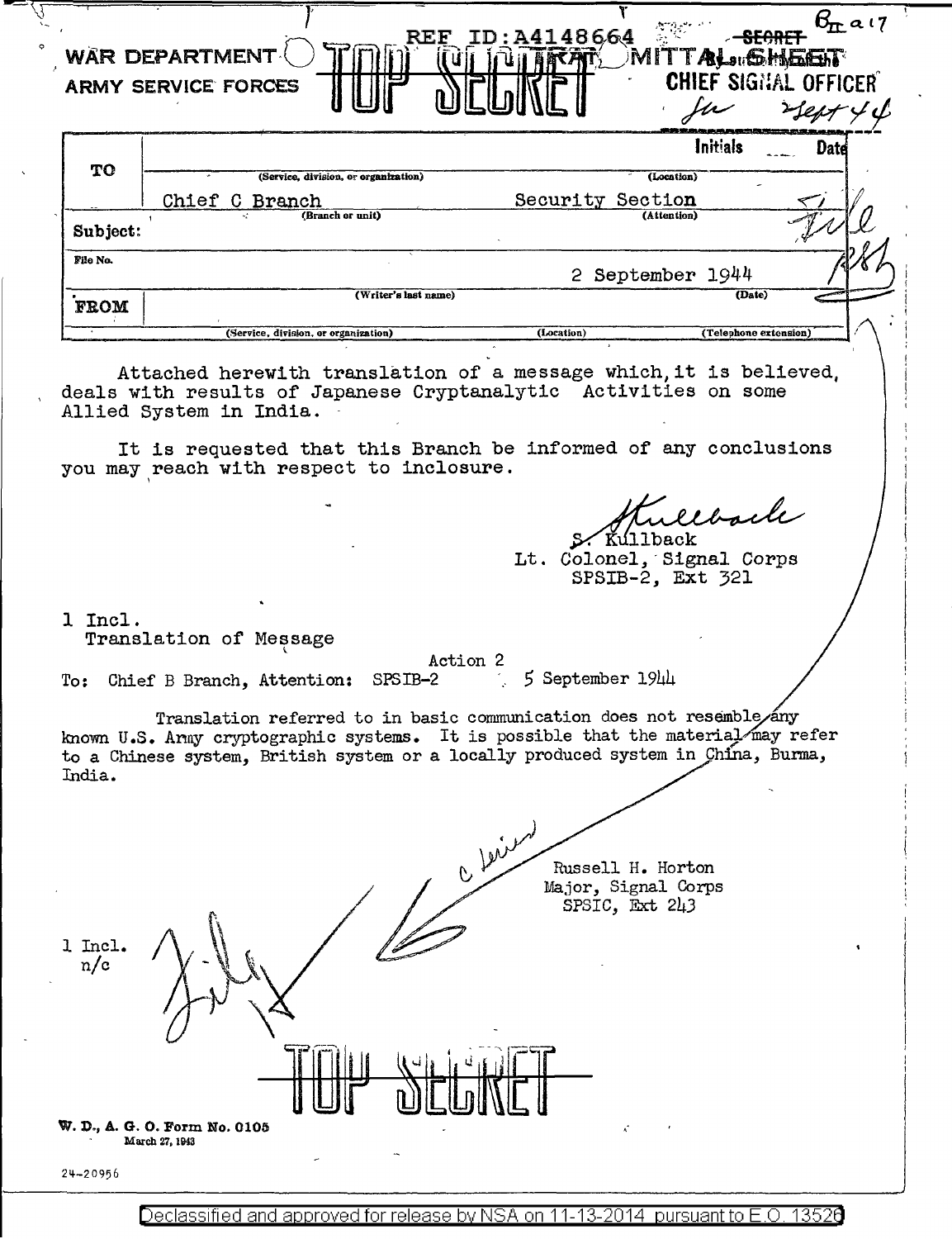REF ID:A4148664

WAR DEPARTMENT
ARMY SERVICE FORCES

TOP SECRET

~~SECRET~~

TRANSMITTAL SHEET

CHIEF SIGNAL OFFICER

| | | Initials | Date |
|---|---|---|---|
| TO | (Service, division, or organization) | (Location) | |
| | Chief C Branch (Branch or unit) | Security Section (Attention) | |
| Subject: | | | |
| File No. | | 2 September 1944 | |
| FROM | (Writer's last name) | (Date) | |
| | (Service, division, or organization) | (Location) | (Telephone extension) |

Attached herewith translation of a message which, it is believed, deals with results of Japanese Cryptanalytic Activities on some Allied System in India.

It is requested that this Branch be informed of any conclusions you may reach with respect to inclosure.

S. Kullback
Lt. Colonel, Signal Corps
SPSIB-2, Ext 321

1 Incl.
Translation of Message

Action 2

To: Chief B Branch, Attention: SPSIB-2 5 September 1944

Translation referred to in basic communication does not resemble any known U.S. Army cryptographic systems. It is possible that the material may refer to a Chinese system, British system or a locally produced system in China, Burma, India.

Russell H. Horton
Major, Signal Corps
SPSIC, Ext 243

1 Incl.
n/c

TOP SECRET

W. D., A. G. O. Form No. 0105
March 27, 1943

24-20956

Declassified and approved for release by NSA on 11-13-2014 pursuant to E.O. 13526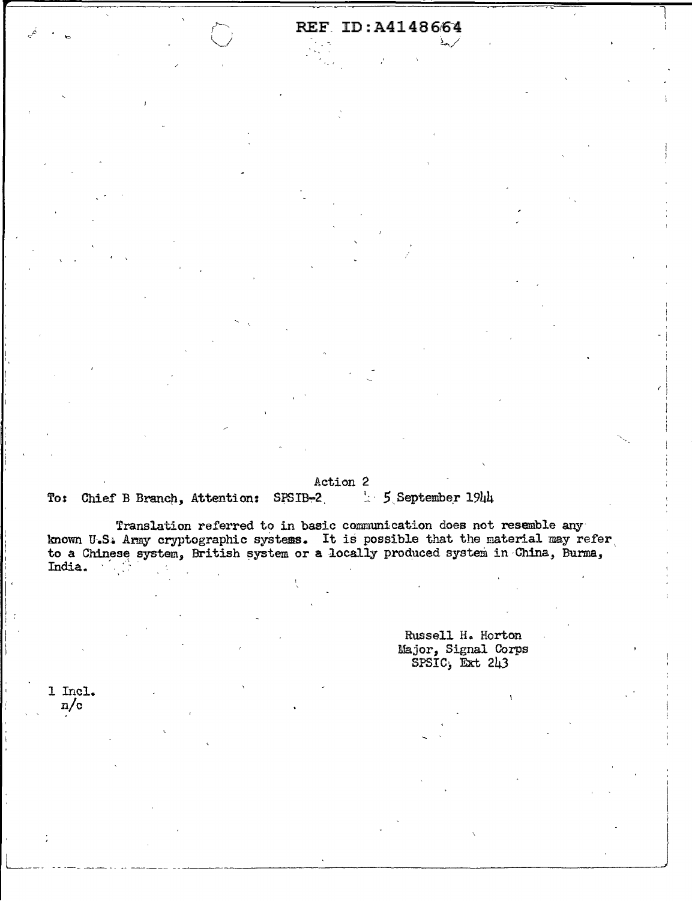REF ID:A4148664

Action 2

To: Chief B Branch, Attention: SPSIB-2 5 September 1944

Translation referred to in basic communication does not resemble any known U.S. Army cryptographic systems. It is possible that the material may refer to a Chinese system, British system or a locally produced system in China, Burma, India.

Russell H. Horton
Major, Signal Corps
SPSIC, Ext 243

1 Incl.
n/c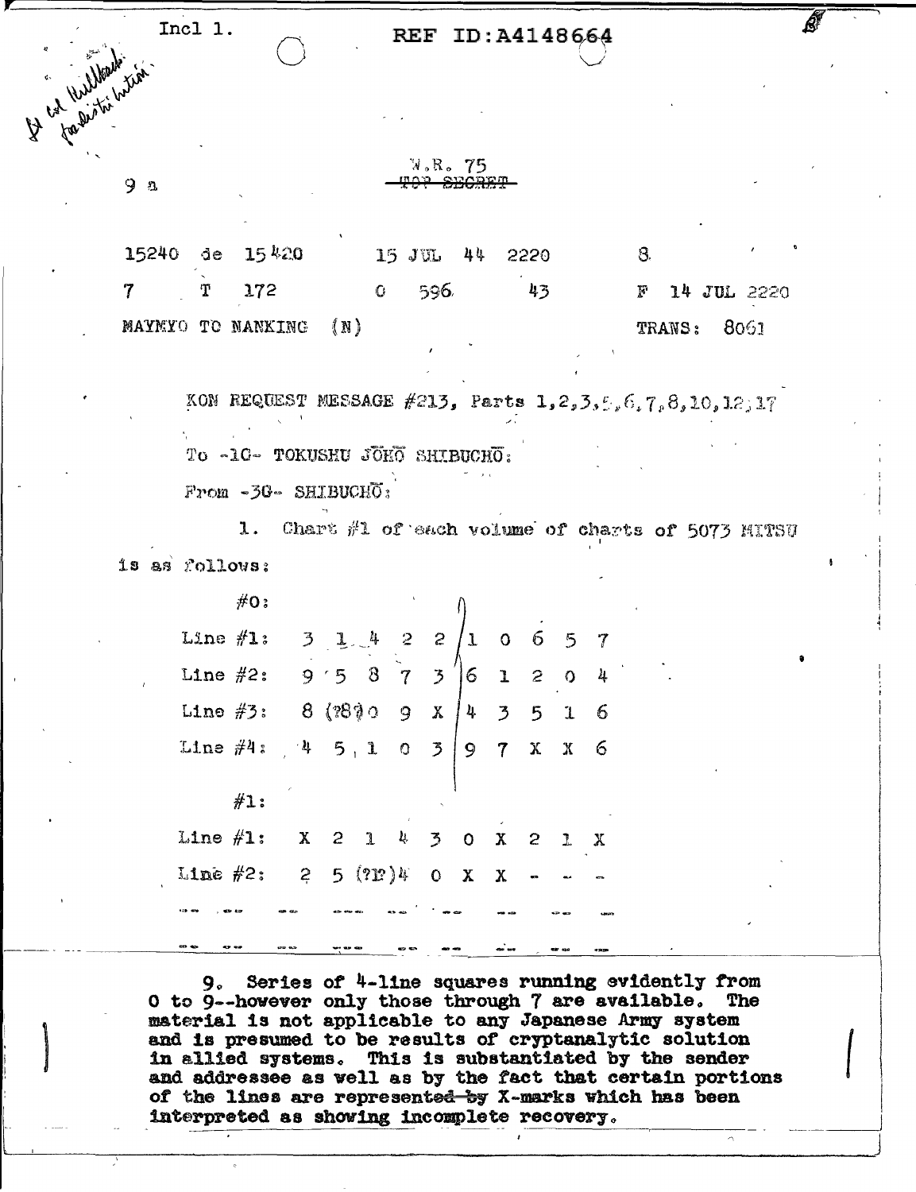Incl 1.

REF ID:A4148664

Lt Col Hullbach
for distribution

9 a

W.R. 75
~~TOP SECRET~~

| | | | | | | |
|---|---|---|---|---|---|---|
| 15240 | de | 15420 | 15 JUL 44 | 2220 | | 8 |
| 7 | T | 172 | 0 596 | | 43 | F 14 JUL 2220 |
| MAYMYO TO NANKING (N) | | | | | | TRANS: 8061 |

KON REQUEST MESSAGE #213, Parts 1,2,3,5,6,7,8,10,12,17

To -1C- TOKUSHU JŌHŌ SHIBUCHŌ:

From -3C- SHIBUCHŌ:

1. Chart #1 of each volume of charts of 5073 MITSU is as follows:

#0:

| | | | | | | | | | | |
|---|---|---|---|---|---|---|---|---|---|---|
| Line #1: | 3 | 1 | 4 | 2 | 2 | 1 | 0 | 6 | 5 | 7 |
| Line #2: | 9 | 5 | 8 | 7 | 3 | 6 | 1 | 2 | 0 | 4 |
| Line #3: | 8 | (?8?) | 0 | 9 | X | 4 | 3 | 5 | 1 | 6 |
| Line #4: | 4 | 5 | 1 | 0 | 3 | 9 | 7 | X | X | 6 |

#1:

| | | | | | | | | | | |
|---|---|---|---|---|---|---|---|---|---|---|
| Line #1: | X | 2 | 1 | 4 | 3 | 0 | X | 2 | 1 | X |
| Line #2: | 2 | 5 | (?1?) | 4 | 0 | X | X | - | - | - |

-- -- -- -- -- -- -- -- -- --

-- -- -- -- -- -- -- -- -- --

9. Series of 4-line squares running evidently from 0 to 9--however only those through 7 are available. The material is not applicable to any Japanese Army system and is presumed to be results of cryptanalytic solution in allied systems. This is substantiated by the sender and addressee as well as by the fact that certain portions of the lines are represented ~~by~~ X-marks which has been interpreted as showing incomplete recovery.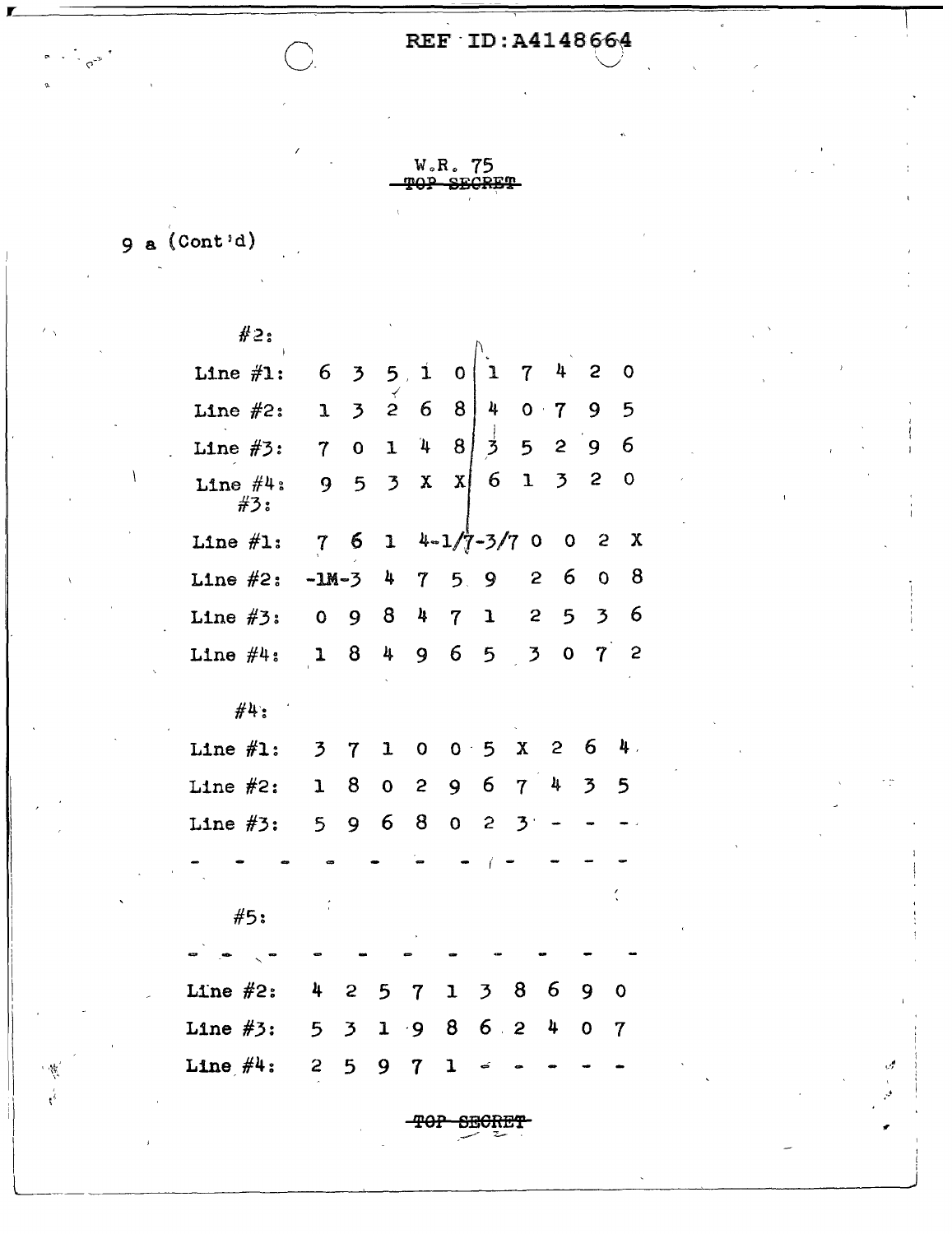W.R. 75
~~TOP SECRET~~

9 a (Cont'd)

#2:

| | | | | | | | | | | |
|---|---|---|---|---|---|---|---|---|---|---|
| Line #1: | 6 | 3 | 5 | 1 | 0 | 1 | 7 | 4 | 2 | 0 |
| Line #2: | 1 | 3 | 2 | 6 | 8 | 4 | 0 | 7 | 9 | 5 |
| Line #3: | 7 | 0 | 1 | 4 | 8 | 3 | 5 | 2 | 9 | 6 |
| Line #4: | 9 | 5 | 3 | X | X | 6 | 1 | 3 | 2 | 0 |

#3:

| | | | | | | | | | | |
|---|---|---|---|---|---|---|---|---|---|---|
| Line #1: | 7 | 6 | 1 | 4-1/7 | -3/7 | 0 | 0 | 2 | X | |
| Line #2: | -1M-3 | 4 | 7 | 5 | 9 | 2 | 6 | 0 | 8 | |
| Line #3: | 0 | 9 | 8 | 4 | 7 | 1 | 2 | 5 | 3 | 6 |
| Line #4: | 1 | 8 | 4 | 9 | 6 | 5 | 3 | 0 | 7 | 2 |

#4:

| | | | | | | | | | | |
|---|---|---|---|---|---|---|---|---|---|---|
| Line #1: | 3 | 7 | 1 | 0 | 0 | 5 | X | 2 | 6 | 4 |
| Line #2: | 1 | 8 | 0 | 2 | 9 | 6 | 7 | 4 | 3 | 5 |
| Line #3: | 5 | 9 | 6 | 8 | 0 | 2 | 3 | - | - | - |
| - | - | - | - | - | - | - | - | - | - | - |

#5:

| | | | | | | | | | | |
|---|---|---|---|---|---|---|---|---|---|---|
| - | - | - | - | - | - | - | - | - | - | - |
| Line #2: | 4 | 2 | 5 | 7 | 1 | 3 | 8 | 6 | 9 | 0 |
| Line #3: | 5 | 3 | 1 | 9 | 8 | 6 | 2 | 4 | 0 | 7 |
| Line #4: | 2 | 5 | 9 | 7 | 1 | - | - | - | - | - |

~~TOP SECRET~~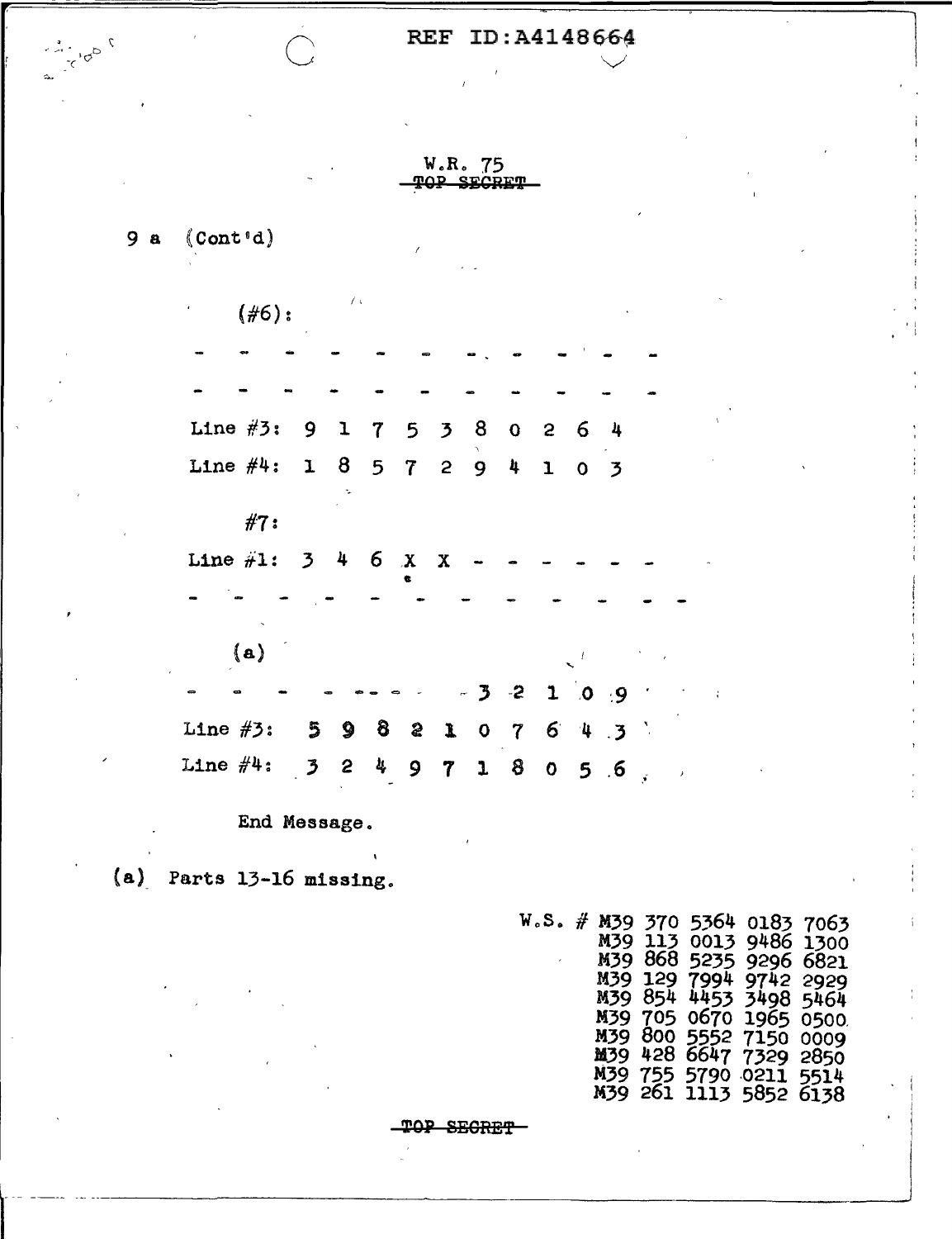W.R. 75

~~TOP SECRET~~

9 a (Cont'd)

(#6):

\- - - - - - - - - - -

\- - - - - - - - - - -

Line #3: 9 1 7 5 3 8 0 2 6 4

Line #4: 1 8 5 7 2 9 4 1 0 3

#7:

Line #1: 3 4 6 X X - - - - - -

\- - - - - - - - - - - -

(a)

\- - - - - - - - - 3 2 1 0 9

Line #3: 5 9 8 2 1 0 7 6 4 3

Line #4: 3 2 4 9 7 1 8 0 5 6

End Message.

(a) Parts 13-16 missing.

W.S. # M39 370 5364 0183 7063
M39 113 0013 9486 1300
M39 868 5235 9296 6821
M39 129 7994 9742 2929
M39 854 4453 3498 5464
M39 705 0670 1965 0500
M39 800 5552 7150 0009
M39 428 6647 7329 2850
M39 755 5790 0211 5514
M39 261 1113 5852 6138

~~TOP SECRET~~